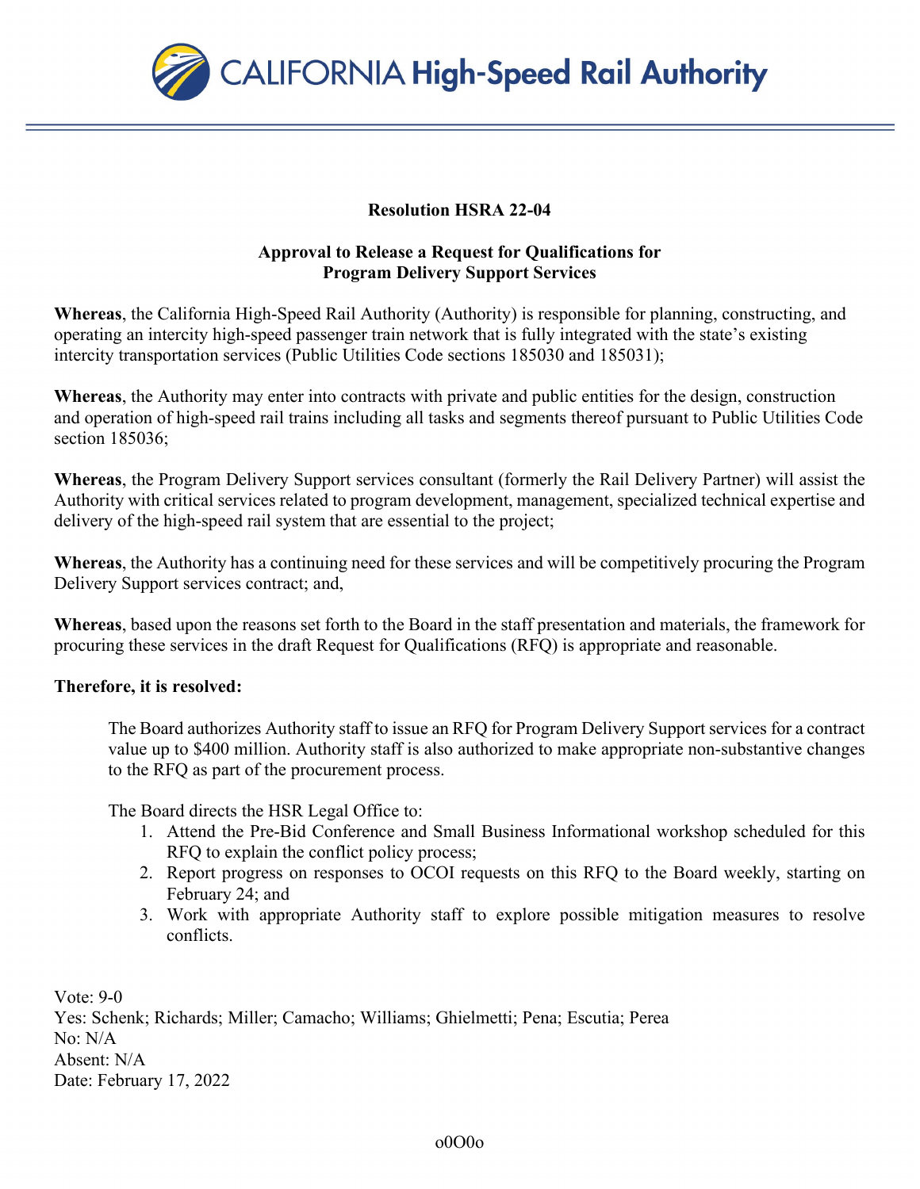CALIFORNIA High-Speed Rail Authority

**Resolution HSRA 22-04**

**Approval to Release a Request for Qualifications for Program Delivery Support Services**

**Whereas**, the California High-Speed Rail Authority (Authority) is responsible for planning, constructing, and operating an intercity high-speed passenger train network that is fully integrated with the state's existing intercity transportation services (Public Utilities Code sections 185030 and 185031);

**Whereas**, the Authority may enter into contracts with private and public entities for the design, construction and operation of high-speed rail trains including all tasks and segments thereof pursuant to Public Utilities Code section 185036;

**Whereas**, the Program Delivery Support services consultant (formerly the Rail Delivery Partner) will assist the Authority with critical services related to program development, management, specialized technical expertise and delivery of the high-speed rail system that are essential to the project;

**Whereas**, the Authority has a continuing need for these services and will be competitively procuring the Program Delivery Support services contract; and,

**Whereas**, based upon the reasons set forth to the Board in the staff presentation and materials, the framework for procuring these services in the draft Request for Qualifications (RFQ) is appropriate and reasonable.

**Therefore, it is resolved:**

The Board authorizes Authority staff to issue an RFQ for Program Delivery Support services for a contract value up to $400 million. Authority staff is also authorized to make appropriate non-substantive changes to the RFQ as part of the procurement process.

The Board directs the HSR Legal Office to:

1. Attend the Pre-Bid Conference and Small Business Informational workshop scheduled for this RFQ to explain the conflict policy process;
2. Report progress on responses to OCOI requests on this RFQ to the Board weekly, starting on February 24; and
3. Work with appropriate Authority staff to explore possible mitigation measures to resolve conflicts.

Vote: 9-0
Yes: Schenk; Richards; Miller; Camacho; Williams; Ghielmetti; Pena; Escutia; Perea
No: N/A
Absent: N/A
Date: February 17, 2022

o0O0o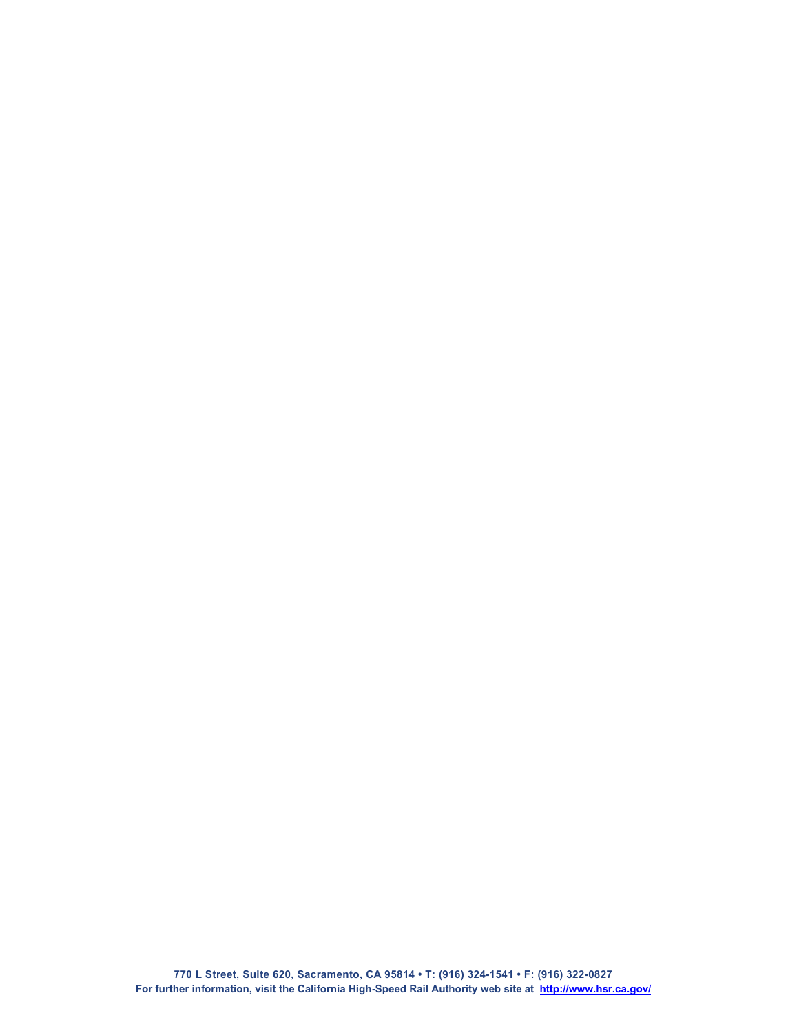770 L Street, Suite 620, Sacramento, CA 95814 • T: (916) 324-1541 • F: (916) 322-0827

For further information, visit the California High-Speed Rail Authority web site at http://www.hsr.ca.gov/